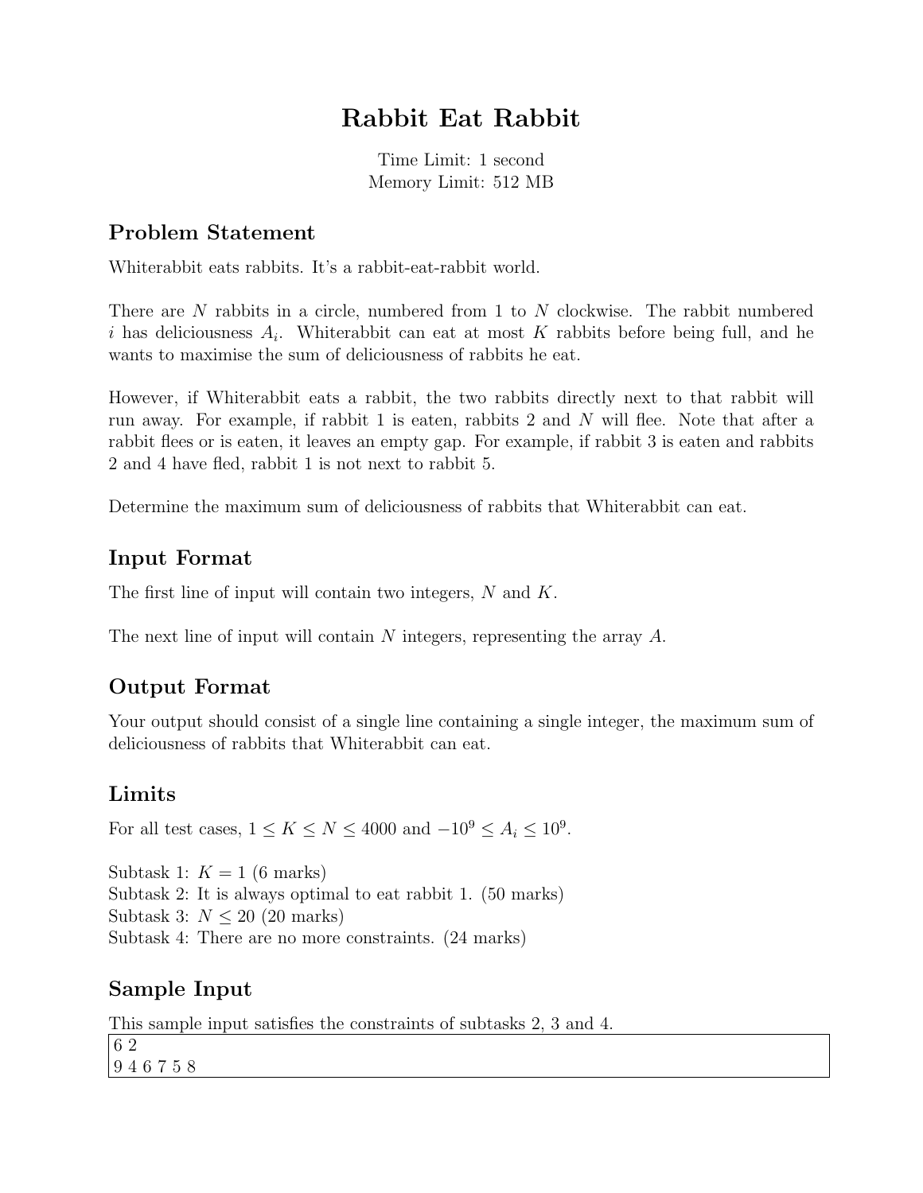# Rabbit Eat Rabbit

Time Limit: 1 second
Memory Limit: 512 MB

## Problem Statement

Whiterabbit eats rabbits. It's a rabbit-eat-rabbit world.

There are $N$ rabbits in a circle, numbered from 1 to $N$ clockwise. The rabbit numbered $i$ has deliciousness $A_i$. Whiterabbit can eat at most $K$ rabbits before being full, and he wants to maximise the sum of deliciousness of rabbits he eat.

However, if Whiterabbit eats a rabbit, the two rabbits directly next to that rabbit will run away. For example, if rabbit 1 is eaten, rabbits 2 and $N$ will flee. Note that after a rabbit flees or is eaten, it leaves an empty gap. For example, if rabbit 3 is eaten and rabbits 2 and 4 have fled, rabbit 1 is not next to rabbit 5.

Determine the maximum sum of deliciousness of rabbits that Whiterabbit can eat.

## Input Format

The first line of input will contain two integers, $N$ and $K$.

The next line of input will contain $N$ integers, representing the array $A$.

## Output Format

Your output should consist of a single line containing a single integer, the maximum sum of deliciousness of rabbits that Whiterabbit can eat.

## Limits

For all test cases, $1 \leq K \leq N \leq 4000$ and $-10^9 \leq A_i \leq 10^9$.

Subtask 1: $K = 1$ (6 marks)
Subtask 2: It is always optimal to eat rabbit 1. (50 marks)
Subtask 3: $N \leq 20$ (20 marks)
Subtask 4: There are no more constraints. (24 marks)

## Sample Input

This sample input satisfies the constraints of subtasks 2, 3 and 4.

```
6 2
9 4 6 7 5 8
```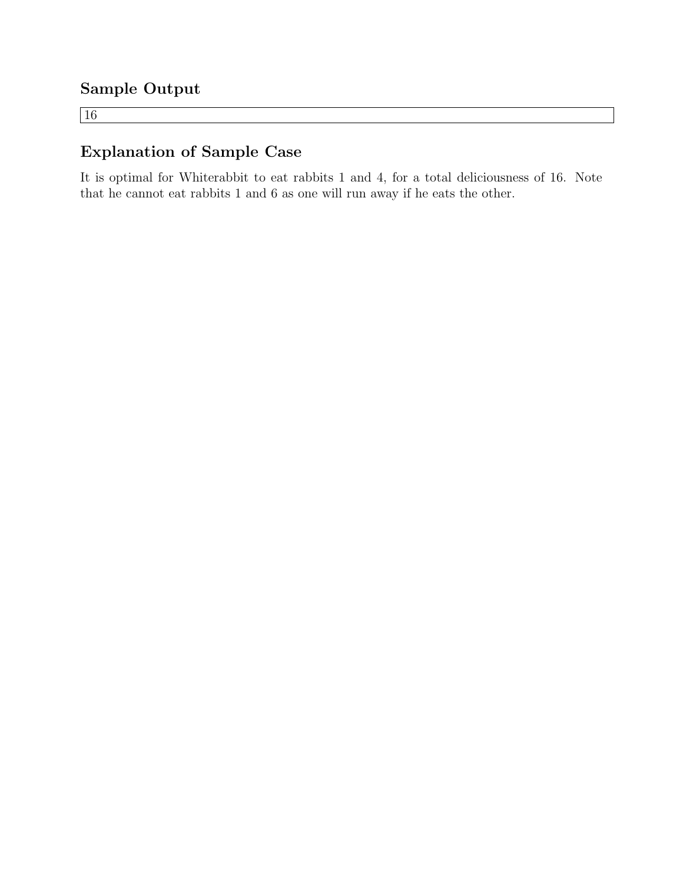## Sample Output

```
16
```

## Explanation of Sample Case

It is optimal for Whiterabbit to eat rabbits 1 and 4, for a total deliciousness of 16. Note that he cannot eat rabbits 1 and 6 as one will run away if he eats the other.